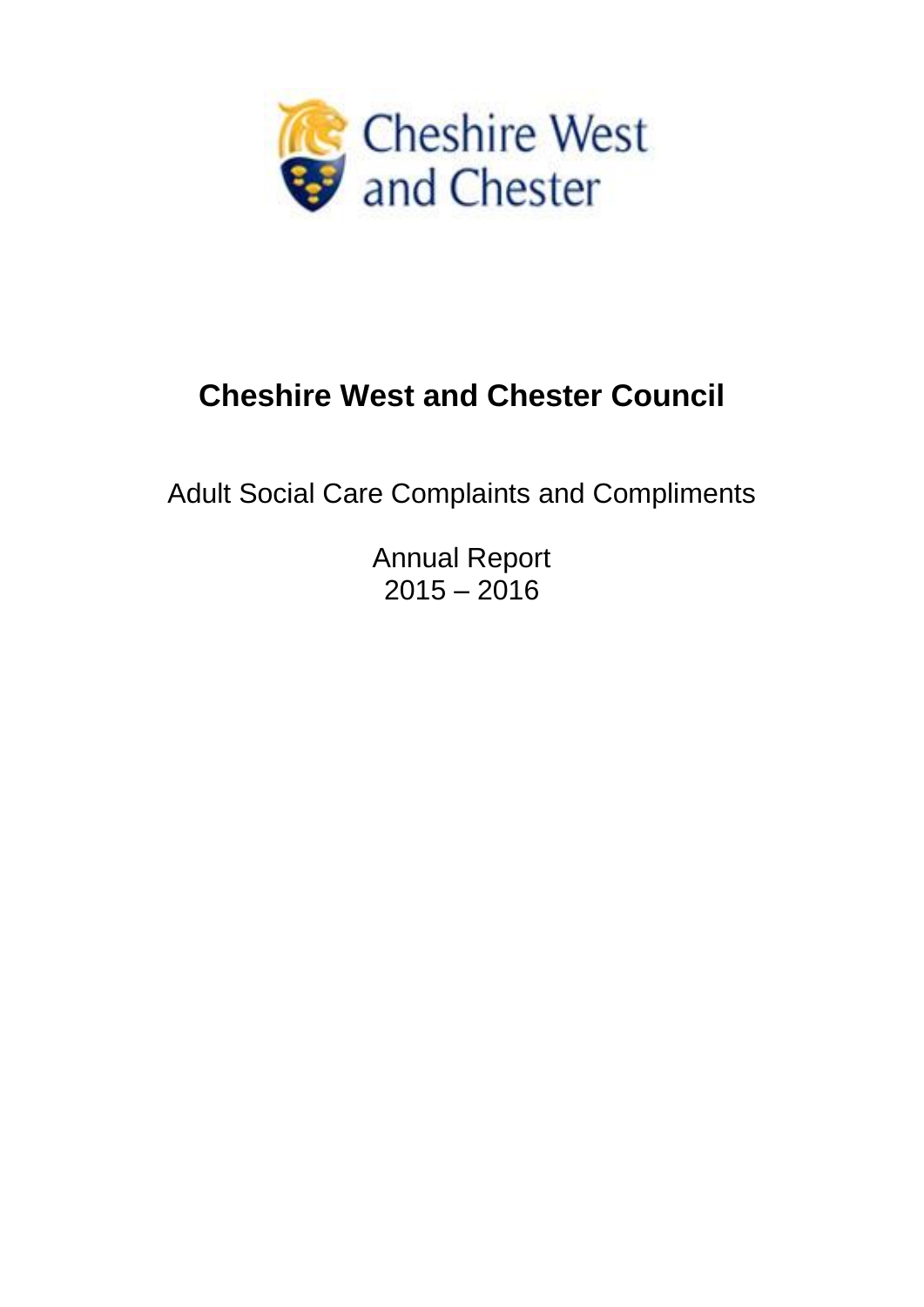Cheshire West and Chester

# Cheshire West and Chester Council

Adult Social Care Complaints and Compliments

Annual Report
2015 – 2016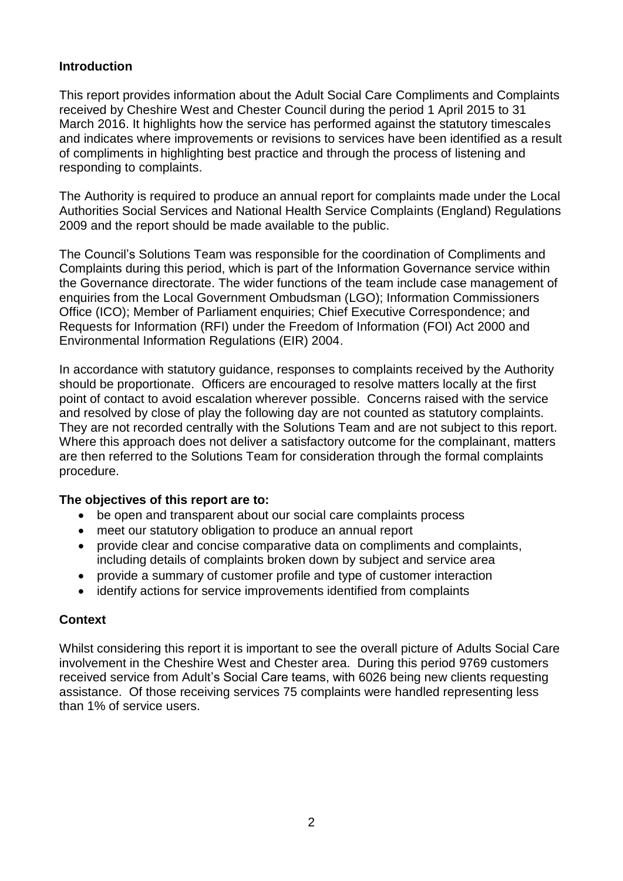## Introduction

This report provides information about the Adult Social Care Compliments and Complaints received by Cheshire West and Chester Council during the period 1 April 2015 to 31 March 2016. It highlights how the service has performed against the statutory timescales and indicates where improvements or revisions to services have been identified as a result of compliments in highlighting best practice and through the process of listening and responding to complaints.

The Authority is required to produce an annual report for complaints made under the Local Authorities Social Services and National Health Service Complaints (England) Regulations 2009 and the report should be made available to the public.

The Council's Solutions Team was responsible for the coordination of Compliments and Complaints during this period, which is part of the Information Governance service within the Governance directorate. The wider functions of the team include case management of enquiries from the Local Government Ombudsman (LGO); Information Commissioners Office (ICO); Member of Parliament enquiries; Chief Executive Correspondence; and Requests for Information (RFI) under the Freedom of Information (FOI) Act 2000 and Environmental Information Regulations (EIR) 2004.

In accordance with statutory guidance, responses to complaints received by the Authority should be proportionate. Officers are encouraged to resolve matters locally at the first point of contact to avoid escalation wherever possible. Concerns raised with the service and resolved by close of play the following day are not counted as statutory complaints. They are not recorded centrally with the Solutions Team and are not subject to this report. Where this approach does not deliver a satisfactory outcome for the complainant, matters are then referred to the Solutions Team for consideration through the formal complaints procedure.

**The objectives of this report are to:**

- be open and transparent about our social care complaints process
- meet our statutory obligation to produce an annual report
- provide clear and concise comparative data on compliments and complaints, including details of complaints broken down by subject and service area
- provide a summary of customer profile and type of customer interaction
- identify actions for service improvements identified from complaints

## Context

Whilst considering this report it is important to see the overall picture of Adults Social Care involvement in the Cheshire West and Chester area. During this period 9769 customers received service from Adult's Social Care teams, with 6026 being new clients requesting assistance. Of those receiving services 75 complaints were handled representing less than 1% of service users.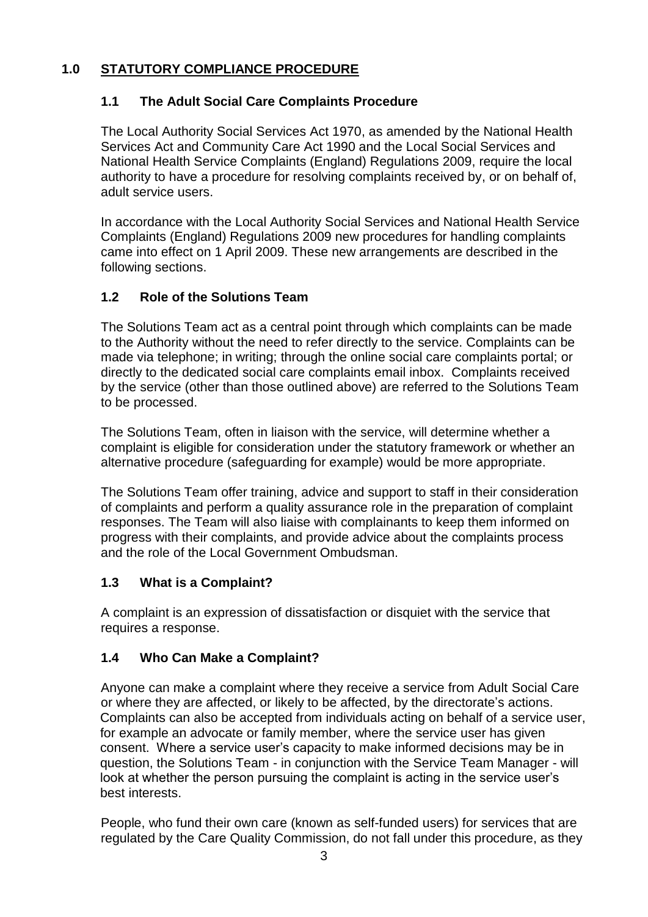# 1.0 STATUTORY COMPLIANCE PROCEDURE

## 1.1 The Adult Social Care Complaints Procedure

The Local Authority Social Services Act 1970, as amended by the National Health Services Act and Community Care Act 1990 and the Local Social Services and National Health Service Complaints (England) Regulations 2009, require the local authority to have a procedure for resolving complaints received by, or on behalf of, adult service users.

In accordance with the Local Authority Social Services and National Health Service Complaints (England) Regulations 2009 new procedures for handling complaints came into effect on 1 April 2009. These new arrangements are described in the following sections.

## 1.2 Role of the Solutions Team

The Solutions Team act as a central point through which complaints can be made to the Authority without the need to refer directly to the service. Complaints can be made via telephone; in writing; through the online social care complaints portal; or directly to the dedicated social care complaints email inbox. Complaints received by the service (other than those outlined above) are referred to the Solutions Team to be processed.

The Solutions Team, often in liaison with the service, will determine whether a complaint is eligible for consideration under the statutory framework or whether an alternative procedure (safeguarding for example) would be more appropriate.

The Solutions Team offer training, advice and support to staff in their consideration of complaints and perform a quality assurance role in the preparation of complaint responses. The Team will also liaise with complainants to keep them informed on progress with their complaints, and provide advice about the complaints process and the role of the Local Government Ombudsman.

## 1.3 What is a Complaint?

A complaint is an expression of dissatisfaction or disquiet with the service that requires a response.

## 1.4 Who Can Make a Complaint?

Anyone can make a complaint where they receive a service from Adult Social Care or where they are affected, or likely to be affected, by the directorate's actions. Complaints can also be accepted from individuals acting on behalf of a service user, for example an advocate or family member, where the service user has given consent. Where a service user's capacity to make informed decisions may be in question, the Solutions Team - in conjunction with the Service Team Manager - will look at whether the person pursuing the complaint is acting in the service user's best interests.

People, who fund their own care (known as self-funded users) for services that are regulated by the Care Quality Commission, do not fall under this procedure, as they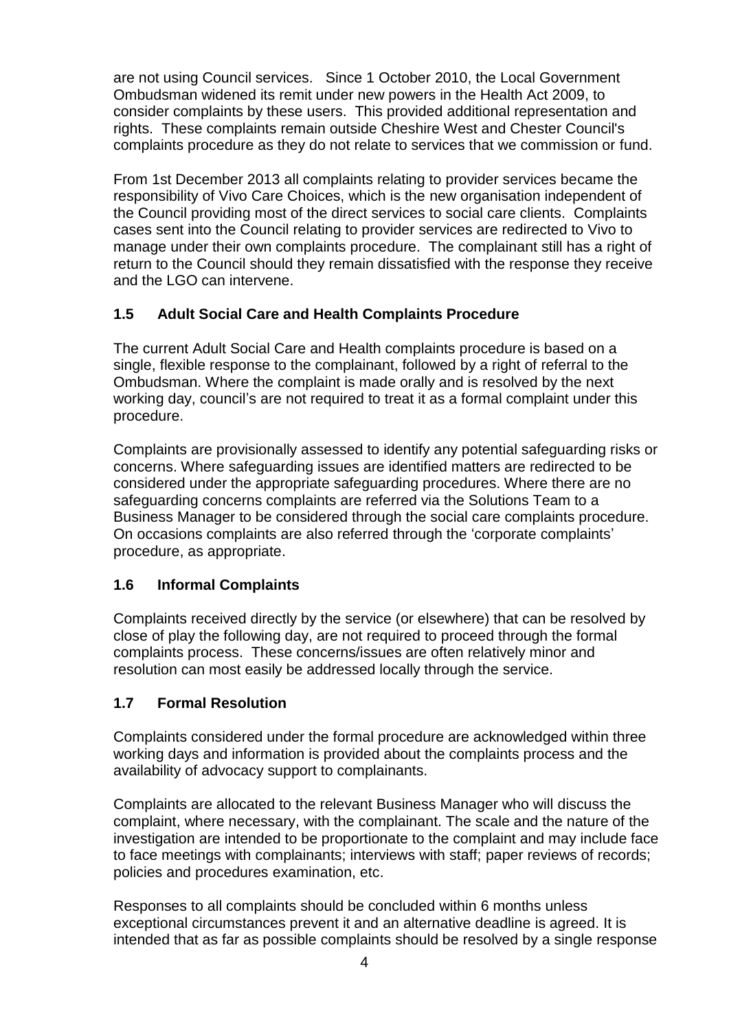are not using Council services. Since 1 October 2010, the Local Government Ombudsman widened its remit under new powers in the Health Act 2009, to consider complaints by these users. This provided additional representation and rights. These complaints remain outside Cheshire West and Chester Council's complaints procedure as they do not relate to services that we commission or fund.

From 1st December 2013 all complaints relating to provider services became the responsibility of Vivo Care Choices, which is the new organisation independent of the Council providing most of the direct services to social care clients. Complaints cases sent into the Council relating to provider services are redirected to Vivo to manage under their own complaints procedure. The complainant still has a right of return to the Council should they remain dissatisfied with the response they receive and the LGO can intervene.

### 1.5 Adult Social Care and Health Complaints Procedure

The current Adult Social Care and Health complaints procedure is based on a single, flexible response to the complainant, followed by a right of referral to the Ombudsman. Where the complaint is made orally and is resolved by the next working day, council's are not required to treat it as a formal complaint under this procedure.

Complaints are provisionally assessed to identify any potential safeguarding risks or concerns. Where safeguarding issues are identified matters are redirected to be considered under the appropriate safeguarding procedures. Where there are no safeguarding concerns complaints are referred via the Solutions Team to a Business Manager to be considered through the social care complaints procedure. On occasions complaints are also referred through the 'corporate complaints' procedure, as appropriate.

### 1.6 Informal Complaints

Complaints received directly by the service (or elsewhere) that can be resolved by close of play the following day, are not required to proceed through the formal complaints process. These concerns/issues are often relatively minor and resolution can most easily be addressed locally through the service.

### 1.7 Formal Resolution

Complaints considered under the formal procedure are acknowledged within three working days and information is provided about the complaints process and the availability of advocacy support to complainants.

Complaints are allocated to the relevant Business Manager who will discuss the complaint, where necessary, with the complainant. The scale and the nature of the investigation are intended to be proportionate to the complaint and may include face to face meetings with complainants; interviews with staff; paper reviews of records; policies and procedures examination, etc.

Responses to all complaints should be concluded within 6 months unless exceptional circumstances prevent it and an alternative deadline is agreed. It is intended that as far as possible complaints should be resolved by a single response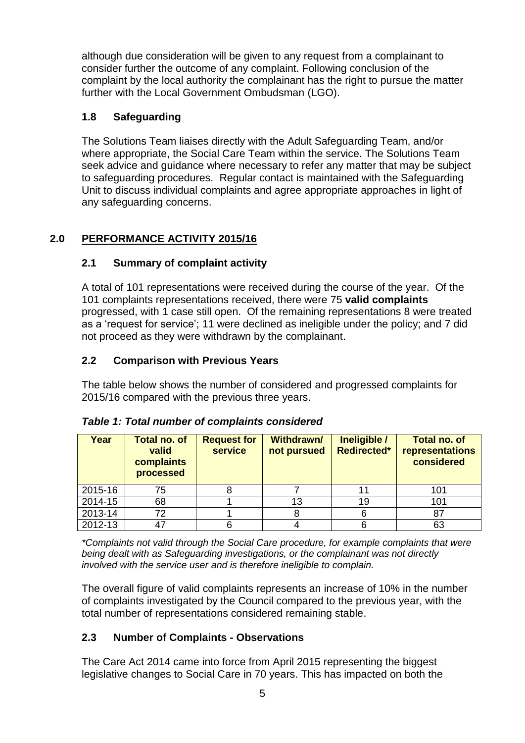although due consideration will be given to any request from a complainant to consider further the outcome of any complaint. Following conclusion of the complaint by the local authority the complainant has the right to pursue the matter further with the Local Government Ombudsman (LGO).

### 1.8 Safeguarding

The Solutions Team liaises directly with the Adult Safeguarding Team, and/or where appropriate, the Social Care Team within the service. The Solutions Team seek advice and guidance where necessary to refer any matter that may be subject to safeguarding procedures. Regular contact is maintained with the Safeguarding Unit to discuss individual complaints and agree appropriate approaches in light of any safeguarding concerns.

## 2.0 PERFORMANCE ACTIVITY 2015/16

### 2.1 Summary of complaint activity

A total of 101 representations were received during the course of the year. Of the 101 complaints representations received, there were 75 **valid complaints** progressed, with 1 case still open. Of the remaining representations 8 were treated as a 'request for service'; 11 were declined as ineligible under the policy; and 7 did not proceed as they were withdrawn by the complainant.

### 2.2 Comparison with Previous Years

The table below shows the number of considered and progressed complaints for 2015/16 compared with the previous three years.

***Table 1: Total number of complaints considered***

| Year | Total no. of valid complaints processed | Request for service | Withdrawn/ not pursued | Ineligible / Redirected* | Total no. of representations considered |
|---|---|---|---|---|---|
| 2015-16 | 75 | 8 | 7 | 11 | 101 |
| 2014-15 | 68 | 1 | 13 | 19 | 101 |
| 2013-14 | 72 | 1 | 8 | 6 | 87 |
| 2012-13 | 47 | 6 | 4 | 6 | 63 |

*\*Complaints not valid through the Social Care procedure, for example complaints that were being dealt with as Safeguarding investigations, or the complainant was not directly involved with the service user and is therefore ineligible to complain.*

The overall figure of valid complaints represents an increase of 10% in the number of complaints investigated by the Council compared to the previous year, with the total number of representations considered remaining stable.

### 2.3 Number of Complaints - Observations

The Care Act 2014 came into force from April 2015 representing the biggest legislative changes to Social Care in 70 years. This has impacted on both the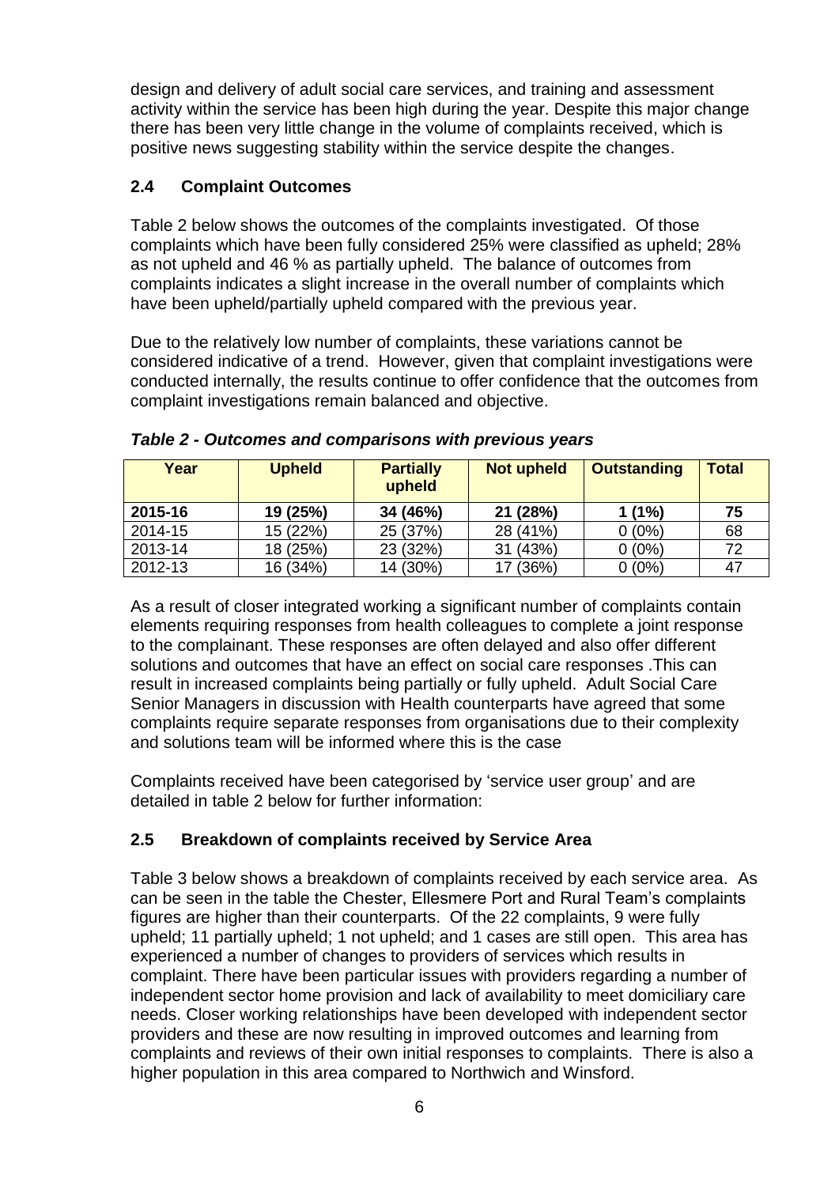design and delivery of adult social care services, and training and assessment activity within the service has been high during the year. Despite this major change there has been very little change in the volume of complaints received, which is positive news suggesting stability within the service despite the changes.

## 2.4 Complaint Outcomes

Table 2 below shows the outcomes of the complaints investigated. Of those complaints which have been fully considered 25% were classified as upheld; 28% as not upheld and 46 % as partially upheld. The balance of outcomes from complaints indicates a slight increase in the overall number of complaints which have been upheld/partially upheld compared with the previous year.

Due to the relatively low number of complaints, these variations cannot be considered indicative of a trend. However, given that complaint investigations were conducted internally, the results continue to offer confidence that the outcomes from complaint investigations remain balanced and objective.

***Table 2 - Outcomes and comparisons with previous years***

| Year | Upheld | Partially upheld | Not upheld | Outstanding | Total |
|---|---|---|---|---|---|
| **2015-16** | **19 (25%)** | **34 (46%)** | **21 (28%)** | **1 (1%)** | **75** |
| 2014-15 | 15 (22%) | 25 (37%) | 28 (41%) | 0 (0%) | 68 |
| 2013-14 | 18 (25%) | 23 (32%) | 31 (43%) | 0 (0%) | 72 |
| 2012-13 | 16 (34%) | 14 (30%) | 17 (36%) | 0 (0%) | 47 |

As a result of closer integrated working a significant number of complaints contain elements requiring responses from health colleagues to complete a joint response to the complainant. These responses are often delayed and also offer different solutions and outcomes that have an effect on social care responses .This can result in increased complaints being partially or fully upheld. Adult Social Care Senior Managers in discussion with Health counterparts have agreed that some complaints require separate responses from organisations due to their complexity and solutions team will be informed where this is the case

Complaints received have been categorised by 'service user group' and are detailed in table 2 below for further information:

## 2.5 Breakdown of complaints received by Service Area

Table 3 below shows a breakdown of complaints received by each service area. As can be seen in the table the Chester, Ellesmere Port and Rural Team's complaints figures are higher than their counterparts. Of the 22 complaints, 9 were fully upheld; 11 partially upheld; 1 not upheld; and 1 cases are still open. This area has experienced a number of changes to providers of services which results in complaint. There have been particular issues with providers regarding a number of independent sector home provision and lack of availability to meet domiciliary care needs. Closer working relationships have been developed with independent sector providers and these are now resulting in improved outcomes and learning from complaints and reviews of their own initial responses to complaints. There is also a higher population in this area compared to Northwich and Winsford.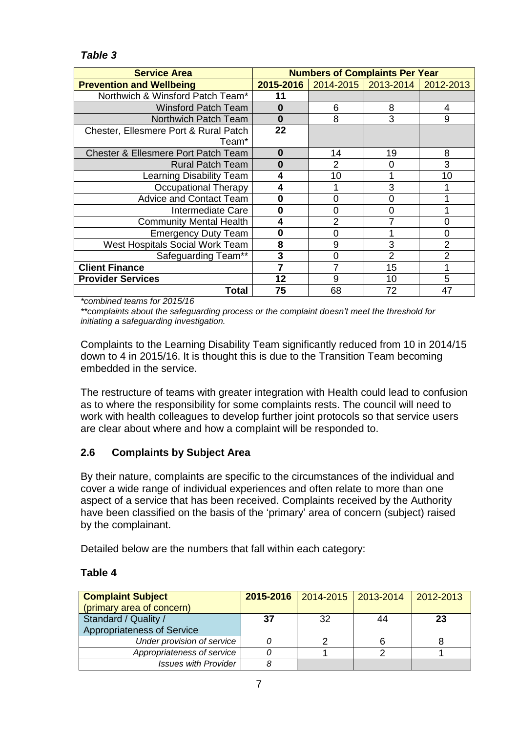*Table 3*

| Service Area | Numbers of Complaints Per Year | | | |
|---|---|---|---|---|
| **Prevention and Wellbeing** | **2015-2016** | 2014-2015 | 2013-2014 | 2012-2013 |
| Northwich & Winsford Patch Team* | **11** | | | |
| Winsford Patch Team | **0** | 6 | 8 | 4 |
| Northwich Patch Team | **0** | 8 | 3 | 9 |
| Chester, Ellesmere Port & Rural Patch Team* | **22** | | | |
| Chester & Ellesmere Port Patch Team | **0** | 14 | 19 | 8 |
| Rural Patch Team | **0** | 2 | 0 | 3 |
| Learning Disability Team | **4** | 10 | 1 | 10 |
| Occupational Therapy | **4** | 1 | 3 | 1 |
| Advice and Contact Team | **0** | 0 | 0 | 1 |
| Intermediate Care | **0** | 0 | 0 | 1 |
| Community Mental Health | **4** | 2 | 7 | 0 |
| Emergency Duty Team | **0** | 0 | 1 | 0 |
| West Hospitals Social Work Team | **8** | 9 | 3 | 2 |
| Safeguarding Team** | **3** | 0 | 2 | 2 |
| **Client Finance** | **7** | 7 | 15 | 1 |
| **Provider Services** | **12** | 9 | 10 | 5 |
| **Total** | **75** | 68 | 72 | 47 |

*\*combined teams for 2015/16*

*\*\*complaints about the safeguarding process or the complaint doesn't meet the threshold for initiating a safeguarding investigation.*

Complaints to the Learning Disability Team significantly reduced from 10 in 2014/15 down to 4 in 2015/16. It is thought this is due to the Transition Team becoming embedded in the service.

The restructure of teams with greater integration with Health could lead to confusion as to where the responsibility for some complaints rests. The council will need to work with health colleagues to develop further joint protocols so that service users are clear about where and how a complaint will be responded to.

## 2.6 Complaints by Subject Area

By their nature, complaints are specific to the circumstances of the individual and cover a wide range of individual experiences and often relate to more than one aspect of a service that has been received. Complaints received by the Authority have been classified on the basis of the 'primary' area of concern (subject) raised by the complainant.

Detailed below are the numbers that fall within each category:

**Table 4**

| **Complaint Subject** (primary area of concern) | **2015-2016** | 2014-2015 | 2013-2014 | 2012-2013 |
|---|---|---|---|---|
| Standard / Quality / Appropriateness of Service | **37** | 32 | 44 | **23** |
| *Under provision of service* | *0* | 2 | 6 | 8 |
| *Appropriateness of service* | *0* | 1 | 2 | 1 |
| *Issues with Provider* | *8* | | | |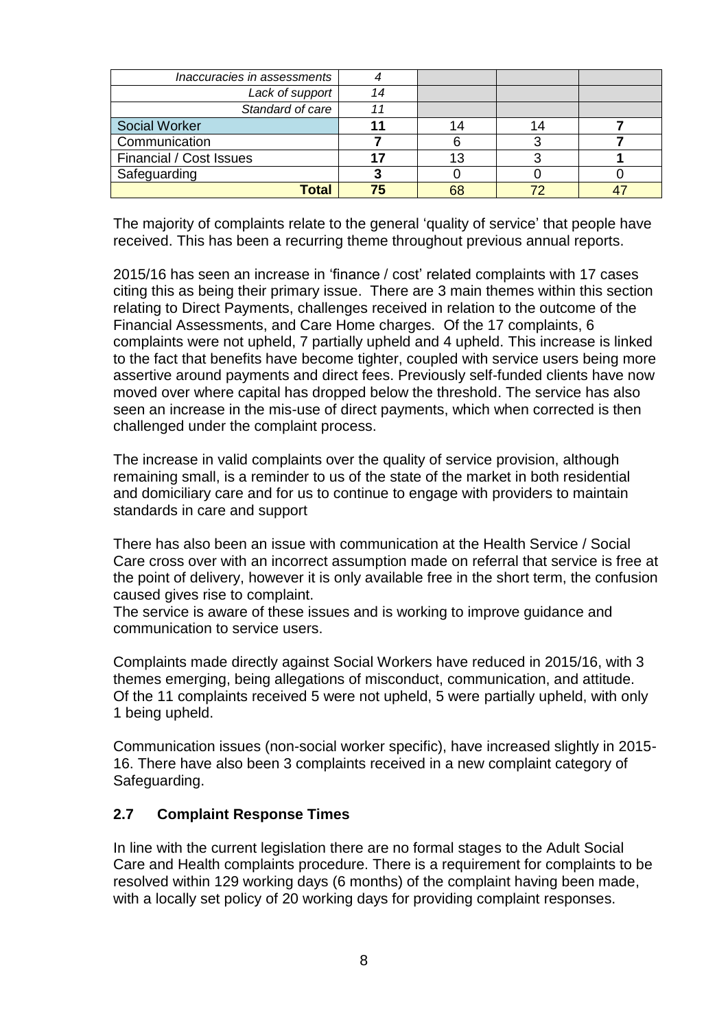| | | | | |
|---|---|---|---|---|
| *Inaccuracies in assessments* | *4* | | | |
| *Lack of support* | *14* | | | |
| *Standard of care* | *11* | | | |
| Social Worker | **11** | 14 | 14 | **7** |
| Communication | **7** | 6 | 3 | **7** |
| Financial / Cost Issues | **17** | 13 | 3 | **1** |
| Safeguarding | **3** | 0 | 0 | 0 |
| **Total** | **75** | 68 | 72 | 47 |

The majority of complaints relate to the general 'quality of service' that people have received. This has been a recurring theme throughout previous annual reports.

2015/16 has seen an increase in 'finance / cost' related complaints with 17 cases citing this as being their primary issue. There are 3 main themes within this section relating to Direct Payments, challenges received in relation to the outcome of the Financial Assessments, and Care Home charges. Of the 17 complaints, 6 complaints were not upheld, 7 partially upheld and 4 upheld. This increase is linked to the fact that benefits have become tighter, coupled with service users being more assertive around payments and direct fees. Previously self-funded clients have now moved over where capital has dropped below the threshold. The service has also seen an increase in the mis-use of direct payments, which when corrected is then challenged under the complaint process.

The increase in valid complaints over the quality of service provision, although remaining small, is a reminder to us of the state of the market in both residential and domiciliary care and for us to continue to engage with providers to maintain standards in care and support

There has also been an issue with communication at the Health Service / Social Care cross over with an incorrect assumption made on referral that service is free at the point of delivery, however it is only available free in the short term, the confusion caused gives rise to complaint.
The service is aware of these issues and is working to improve guidance and communication to service users.

Complaints made directly against Social Workers have reduced in 2015/16, with 3 themes emerging, being allegations of misconduct, communication, and attitude. Of the 11 complaints received 5 were not upheld, 5 were partially upheld, with only 1 being upheld.

Communication issues (non-social worker specific), have increased slightly in 2015-16. There have also been 3 complaints received in a new complaint category of Safeguarding.

## 2.7 Complaint Response Times

In line with the current legislation there are no formal stages to the Adult Social Care and Health complaints procedure. There is a requirement for complaints to be resolved within 129 working days (6 months) of the complaint having been made, with a locally set policy of 20 working days for providing complaint responses.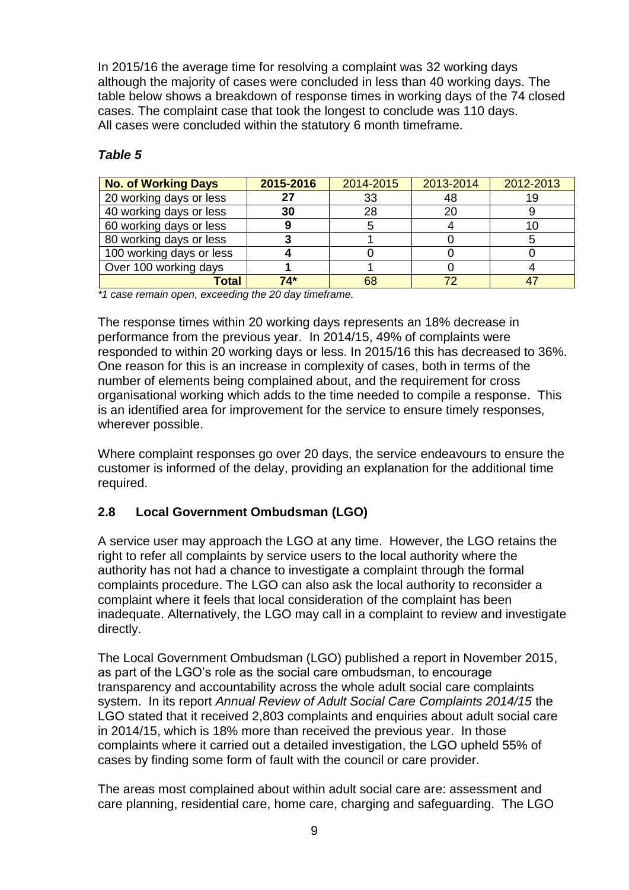In 2015/16 the average time for resolving a complaint was 32 working days although the majority of cases were concluded in less than 40 working days. The table below shows a breakdown of response times in working days of the 74 closed cases. The complaint case that took the longest to conclude was 110 days. All cases were concluded within the statutory 6 month timeframe.

***Table 5***

| No. of Working Days | 2015-2016 | 2014-2015 | 2013-2014 | 2012-2013 |
|---|---|---|---|---|
| 20 working days or less | **27** | 33 | 48 | 19 |
| 40 working days or less | **30** | 28 | 20 | 9 |
| 60 working days or less | **9** | 5 | 4 | 10 |
| 80 working days or less | **3** | 1 | 0 | 5 |
| 100 working days or less | **4** | 0 | 0 | 0 |
| Over 100 working days | **1** | 1 | 0 | 4 |
| **Total** | **74*** | 68 | 72 | 47 |

*\*1 case remain open, exceeding the 20 day timeframe.*

The response times within 20 working days represents an 18% decrease in performance from the previous year. In 2014/15, 49% of complaints were responded to within 20 working days or less. In 2015/16 this has decreased to 36%. One reason for this is an increase in complexity of cases, both in terms of the number of elements being complained about, and the requirement for cross organisational working which adds to the time needed to compile a response. This is an identified area for improvement for the service to ensure timely responses, wherever possible.

Where complaint responses go over 20 days, the service endeavours to ensure the customer is informed of the delay, providing an explanation for the additional time required.

## 2.8 Local Government Ombudsman (LGO)

A service user may approach the LGO at any time. However, the LGO retains the right to refer all complaints by service users to the local authority where the authority has not had a chance to investigate a complaint through the formal complaints procedure. The LGO can also ask the local authority to reconsider a complaint where it feels that local consideration of the complaint has been inadequate. Alternatively, the LGO may call in a complaint to review and investigate directly.

The Local Government Ombudsman (LGO) published a report in November 2015, as part of the LGO's role as the social care ombudsman, to encourage transparency and accountability across the whole adult social care complaints system. In its report *Annual Review of Adult Social Care Complaints 2014/15* the LGO stated that it received 2,803 complaints and enquiries about adult social care in 2014/15, which is 18% more than received the previous year. In those complaints where it carried out a detailed investigation, the LGO upheld 55% of cases by finding some form of fault with the council or care provider.

The areas most complained about within adult social care are: assessment and care planning, residential care, home care, charging and safeguarding. The LGO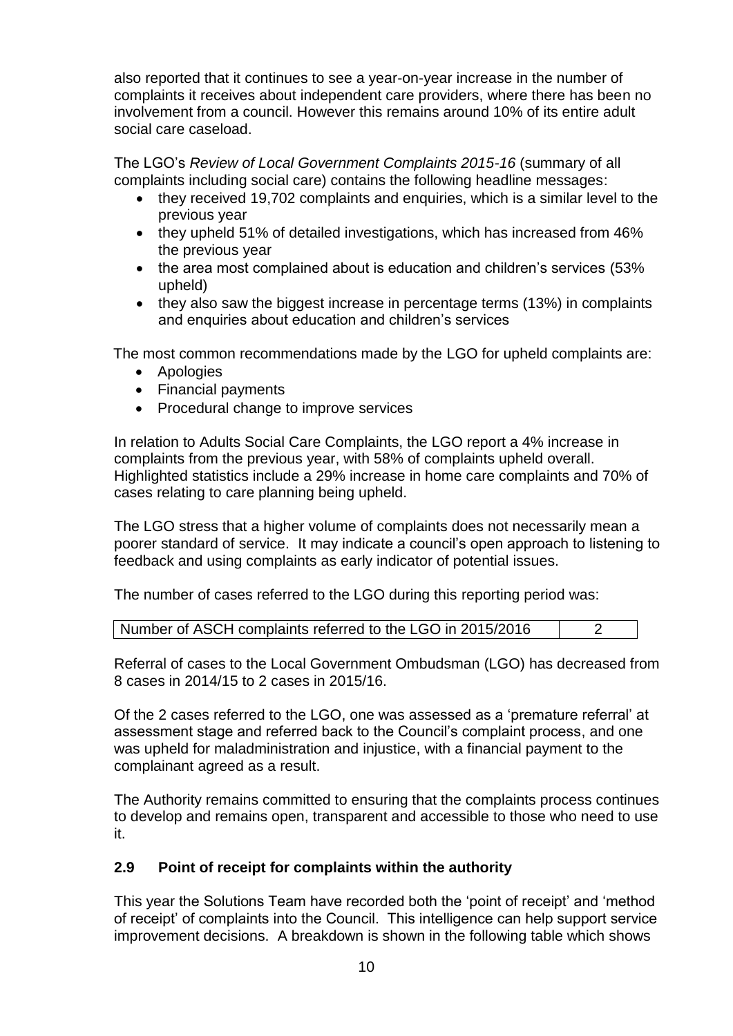also reported that it continues to see a year-on-year increase in the number of complaints it receives about independent care providers, where there has been no involvement from a council. However this remains around 10% of its entire adult social care caseload.

The LGO's *Review of Local Government Complaints 2015-16* (summary of all complaints including social care) contains the following headline messages:

- they received 19,702 complaints and enquiries, which is a similar level to the previous year
- they upheld 51% of detailed investigations, which has increased from 46% the previous year
- the area most complained about is education and children's services (53% upheld)
- they also saw the biggest increase in percentage terms (13%) in complaints and enquiries about education and children's services

The most common recommendations made by the LGO for upheld complaints are:

- Apologies
- Financial payments
- Procedural change to improve services

In relation to Adults Social Care Complaints, the LGO report a 4% increase in complaints from the previous year, with 58% of complaints upheld overall. Highlighted statistics include a 29% increase in home care complaints and 70% of cases relating to care planning being upheld.

The LGO stress that a higher volume of complaints does not necessarily mean a poorer standard of service. It may indicate a council's open approach to listening to feedback and using complaints as early indicator of potential issues.

The number of cases referred to the LGO during this reporting period was:

| Number of ASCH complaints referred to the LGO in 2015/2016 | 2 |
|---|---|

Referral of cases to the Local Government Ombudsman (LGO) has decreased from 8 cases in 2014/15 to 2 cases in 2015/16.

Of the 2 cases referred to the LGO, one was assessed as a 'premature referral' at assessment stage and referred back to the Council's complaint process, and one was upheld for maladministration and injustice, with a financial payment to the complainant agreed as a result.

The Authority remains committed to ensuring that the complaints process continues to develop and remains open, transparent and accessible to those who need to use it.

### 2.9 Point of receipt for complaints within the authority

This year the Solutions Team have recorded both the 'point of receipt' and 'method of receipt' of complaints into the Council. This intelligence can help support service improvement decisions. A breakdown is shown in the following table which shows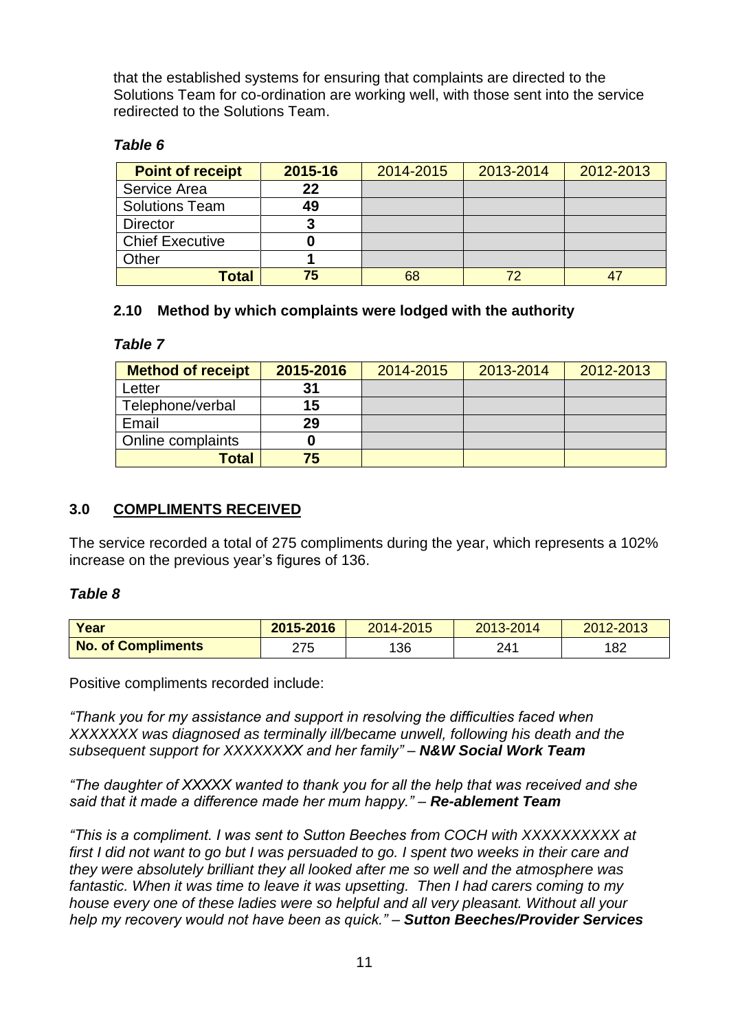that the established systems for ensuring that complaints are directed to the Solutions Team for co-ordination are working well, with those sent into the service redirected to the Solutions Team.

***Table 6***

| **Point of receipt** | **2015-16** | 2014-2015 | 2013-2014 | 2012-2013 |
|---|---|---|---|---|
| Service Area | **22** | | | |
| Solutions Team | **49** | | | |
| Director | **3** | | | |
| Chief Executive | **0** | | | |
| Other | **1** | | | |
| **Total** | **75** | 68 | 72 | 47 |

### 2.10 Method by which complaints were lodged with the authority

***Table 7***

| **Method of receipt** | **2015-2016** | 2014-2015 | 2013-2014 | 2012-2013 |
|---|---|---|---|---|
| Letter | **31** | | | |
| Telephone/verbal | **15** | | | |
| Email | **29** | | | |
| Online complaints | **0** | | | |
| **Total** | **75** | | | |

## 3.0 COMPLIMENTS RECEIVED

The service recorded a total of 275 compliments during the year, which represents a 102% increase on the previous year's figures of 136.

***Table 8***

| **Year** | **2015-2016** | 2014-2015 | 2013-2014 | 2012-2013 |
|---|---|---|---|---|
| **No. of Compliments** | 275 | 136 | 241 | 182 |

Positive compliments recorded include:

*"Thank you for my assistance and support in resolving the difficulties faced when XXXXXXX was diagnosed as terminally ill/became unwell, following his death and the subsequent support for XXXXXXXX and her family"* – ***N&W Social Work Team***

*"The daughter of XXXXX wanted to thank you for all the help that was received and she said that it made a difference made her mum happy."* – ***Re-ablement Team***

*"This is a compliment. I was sent to Sutton Beeches from COCH with XXXXXXXXXX at first I did not want to go but I was persuaded to go. I spent two weeks in their care and they were absolutely brilliant they all looked after me so well and the atmosphere was fantastic. When it was time to leave it was upsetting. Then I had carers coming to my house every one of these ladies were so helpful and all very pleasant. Without all your help my recovery would not have been as quick."* – ***Sutton Beeches/Provider Services***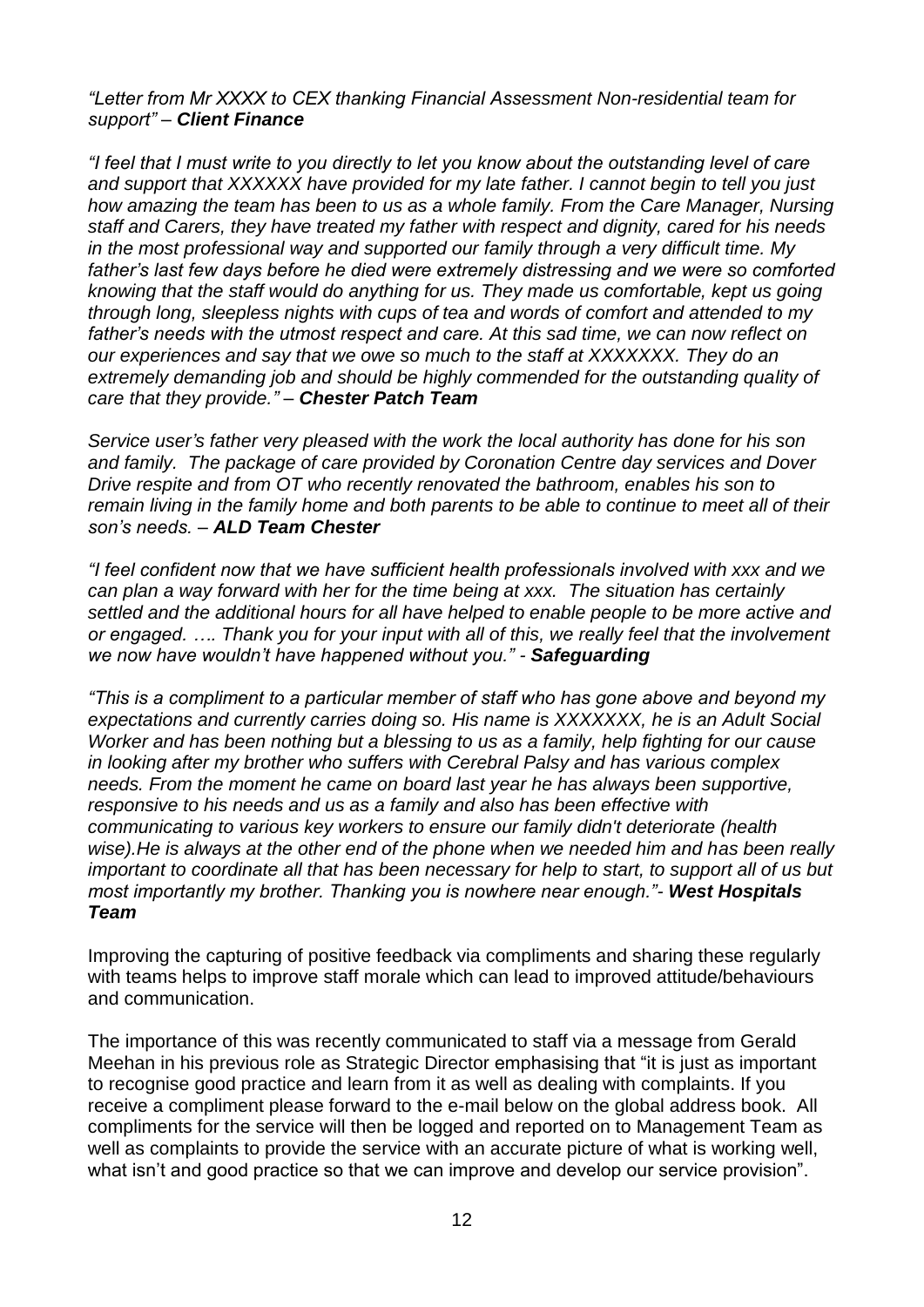*"Letter from Mr XXXX to CEX thanking Financial Assessment Non-residential team for support"* – ***Client Finance***

*"I feel that I must write to you directly to let you know about the outstanding level of care and support that XXXXXX have provided for my late father. I cannot begin to tell you just how amazing the team has been to us as a whole family. From the Care Manager, Nursing staff and Carers, they have treated my father with respect and dignity, cared for his needs in the most professional way and supported our family through a very difficult time. My father's last few days before he died were extremely distressing and we were so comforted knowing that the staff would do anything for us. They made us comfortable, kept us going through long, sleepless nights with cups of tea and words of comfort and attended to my father's needs with the utmost respect and care. At this sad time, we can now reflect on our experiences and say that we owe so much to the staff at XXXXXXX. They do an extremely demanding job and should be highly commended for the outstanding quality of care that they provide."* – ***Chester Patch Team***

*Service user's father very pleased with the work the local authority has done for his son and family. The package of care provided by Coronation Centre day services and Dover Drive respite and from OT who recently renovated the bathroom, enables his son to remain living in the family home and both parents to be able to continue to meet all of their son's needs.* – ***ALD Team Chester***

*"I feel confident now that we have sufficient health professionals involved with xxx and we can plan a way forward with her for the time being at xxx. The situation has certainly settled and the additional hours for all have helped to enable people to be more active and or engaged. …. Thank you for your input with all of this, we really feel that the involvement we now have wouldn't have happened without you."* - ***Safeguarding***

*"This is a compliment to a particular member of staff who has gone above and beyond my expectations and currently carries doing so. His name is XXXXXXX, he is an Adult Social Worker and has been nothing but a blessing to us as a family, help fighting for our cause in looking after my brother who suffers with Cerebral Palsy and has various complex needs. From the moment he came on board last year he has always been supportive, responsive to his needs and us as a family and also has been effective with communicating to various key workers to ensure our family didn't deteriorate (health wise).He is always at the other end of the phone when we needed him and has been really important to coordinate all that has been necessary for help to start, to support all of us but most importantly my brother. Thanking you is nowhere near enough."*- ***West Hospitals Team***

Improving the capturing of positive feedback via compliments and sharing these regularly with teams helps to improve staff morale which can lead to improved attitude/behaviours and communication.

The importance of this was recently communicated to staff via a message from Gerald Meehan in his previous role as Strategic Director emphasising that "it is just as important to recognise good practice and learn from it as well as dealing with complaints. If you receive a compliment please forward to the e-mail below on the global address book. All compliments for the service will then be logged and reported on to Management Team as well as complaints to provide the service with an accurate picture of what is working well, what isn't and good practice so that we can improve and develop our service provision".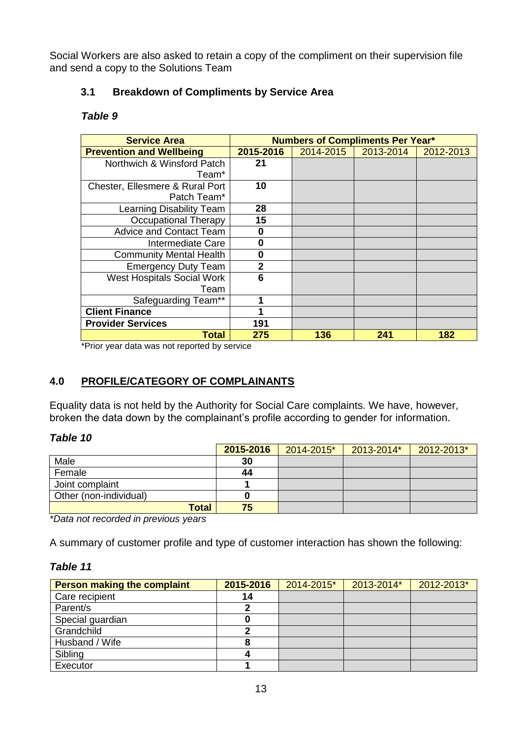Social Workers are also asked to retain a copy of the compliment on their supervision file and send a copy to the Solutions Team

### 3.1 Breakdown of Compliments by Service Area

***Table 9***

| Service Area | Numbers of Compliments Per Year* | | | |
|---|---|---|---|---|
| **Prevention and Wellbeing** | **2015-2016** | 2014-2015 | 2013-2014 | 2012-2013 |
| Northwich & Winsford Patch Team* | **21** | | | |
| Chester, Ellesmere & Rural Port Patch Team* | **10** | | | |
| Learning Disability Team | **28** | | | |
| Occupational Therapy | **15** | | | |
| Advice and Contact Team | **0** | | | |
| Intermediate Care | **0** | | | |
| Community Mental Health | **0** | | | |
| Emergency Duty Team | **2** | | | |
| West Hospitals Social Work Team | **6** | | | |
| Safeguarding Team** | **1** | | | |
| **Client Finance** | **1** | | | |
| **Provider Services** | **191** | | | |
| **Total** | **275** | **136** | **241** | **182** |

*Prior year data was not reported by service

## 4.0 PROFILE/CATEGORY OF COMPLAINANTS

Equality data is not held by the Authority for Social Care complaints. We have, however, broken the data down by the complainant's profile according to gender for information.

***Table 10***

| | 2015-2016 | 2014-2015* | 2013-2014* | 2012-2013* |
|---|---|---|---|---|
| Male | **30** | | | |
| Female | **44** | | | |
| Joint complaint | **1** | | | |
| Other (non-individual) | **0** | | | |
| **Total** | **75** | | | |

*\*Data not recorded in previous years*

A summary of customer profile and type of customer interaction has shown the following:

***Table 11***

| Person making the complaint | 2015-2016 | 2014-2015* | 2013-2014* | 2012-2013* |
|---|---|---|---|---|
| Care recipient | **14** | | | |
| Parent/s | **2** | | | |
| Special guardian | **0** | | | |
| Grandchild | **2** | | | |
| Husband / Wife | **8** | | | |
| Sibling | **4** | | | |
| Executor | **1** | | | |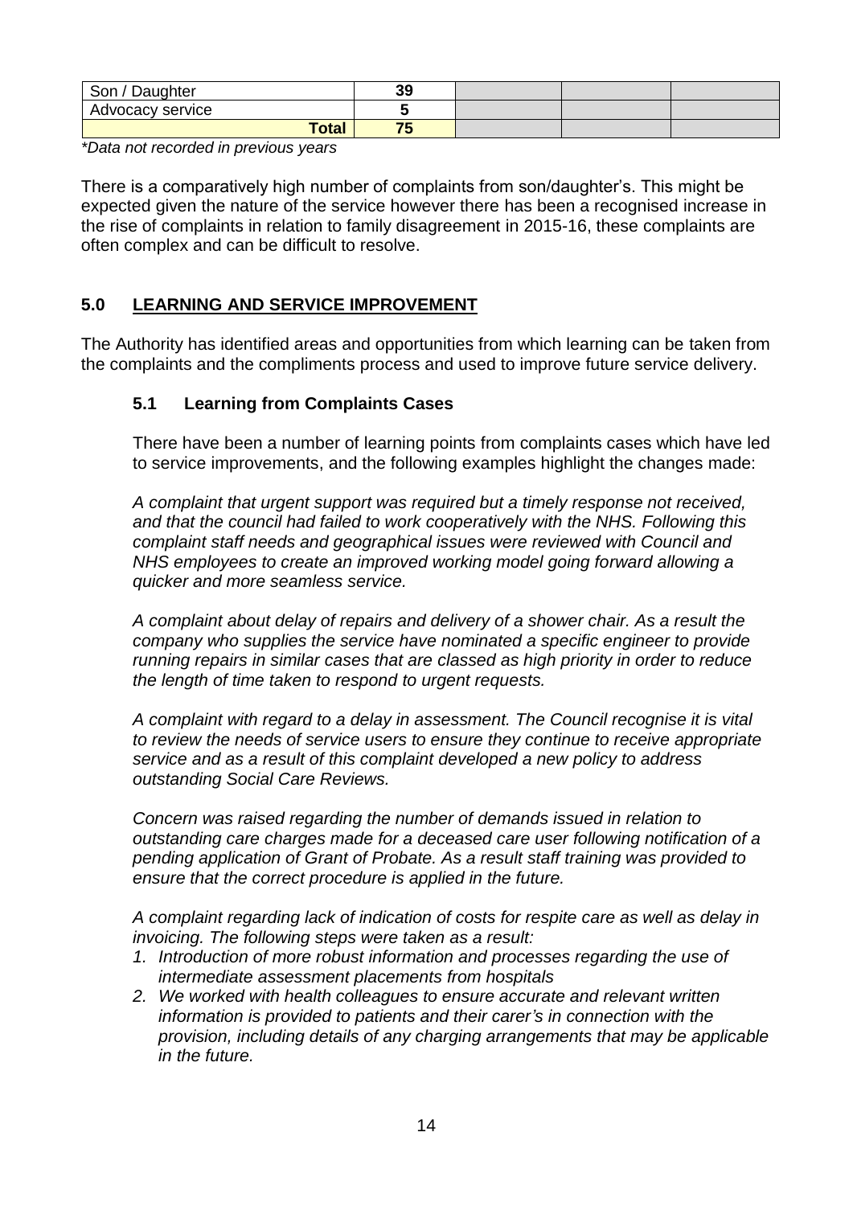| | | | | |
|---|---|---|---|---|
| Son / Daughter | 39 | | | |
| Advocacy service | 5 | | | |
| **Total** | **75** | | | |

*\*Data not recorded in previous years*

There is a comparatively high number of complaints from son/daughter's. This might be expected given the nature of the service however there has been a recognised increase in the rise of complaints in relation to family disagreement in 2015-16, these complaints are often complex and can be difficult to resolve.

## 5.0 LEARNING AND SERVICE IMPROVEMENT

The Authority has identified areas and opportunities from which learning can be taken from the complaints and the compliments process and used to improve future service delivery.

### 5.1 Learning from Complaints Cases

There have been a number of learning points from complaints cases which have led to service improvements, and the following examples highlight the changes made:

*A complaint that urgent support was required but a timely response not received, and that the council had failed to work cooperatively with the NHS. Following this complaint staff needs and geographical issues were reviewed with Council and NHS employees to create an improved working model going forward allowing a quicker and more seamless service.*

*A complaint about delay of repairs and delivery of a shower chair. As a result the company who supplies the service have nominated a specific engineer to provide running repairs in similar cases that are classed as high priority in order to reduce the length of time taken to respond to urgent requests.*

*A complaint with regard to a delay in assessment. The Council recognise it is vital to review the needs of service users to ensure they continue to receive appropriate service and as a result of this complaint developed a new policy to address outstanding Social Care Reviews.*

*Concern was raised regarding the number of demands issued in relation to outstanding care charges made for a deceased care user following notification of a pending application of Grant of Probate. As a result staff training was provided to ensure that the correct procedure is applied in the future.*

*A complaint regarding lack of indication of costs for respite care as well as delay in invoicing. The following steps were taken as a result:*

1. *Introduction of more robust information and processes regarding the use of intermediate assessment placements from hospitals*
2. *We worked with health colleagues to ensure accurate and relevant written information is provided to patients and their carer's in connection with the provision, including details of any charging arrangements that may be applicable in the future.*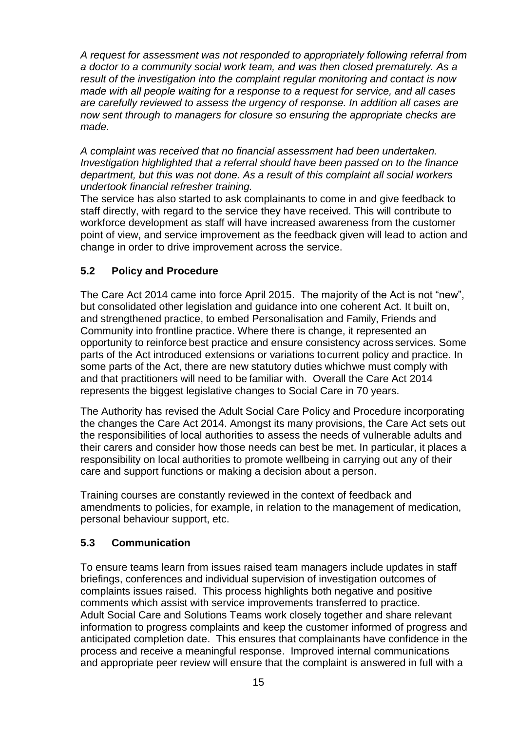*A request for assessment was not responded to appropriately following referral from a doctor to a community social work team, and was then closed prematurely. As a result of the investigation into the complaint regular monitoring and contact is now made with all people waiting for a response to a request for service, and all cases are carefully reviewed to assess the urgency of response. In addition all cases are now sent through to managers for closure so ensuring the appropriate checks are made.*

*A complaint was received that no financial assessment had been undertaken. Investigation highlighted that a referral should have been passed on to the finance department, but this was not done. As a result of this complaint all social workers undertook financial refresher training.*

The service has also started to ask complainants to come in and give feedback to staff directly, with regard to the service they have received. This will contribute to workforce development as staff will have increased awareness from the customer point of view, and service improvement as the feedback given will lead to action and change in order to drive improvement across the service.

### 5.2 Policy and Procedure

The Care Act 2014 came into force April 2015. The majority of the Act is not "new", but consolidated other legislation and guidance into one coherent Act. It built on, and strengthened practice, to embed Personalisation and Family, Friends and Community into frontline practice. Where there is change, it represented an opportunity to reinforce best practice and ensure consistency across services. Some parts of the Act introduced extensions or variations to current policy and practice. In some parts of the Act, there are new statutory duties which we must comply with and that practitioners will need to be familiar with. Overall the Care Act 2014 represents the biggest legislative changes to Social Care in 70 years.

The Authority has revised the Adult Social Care Policy and Procedure incorporating the changes the Care Act 2014. Amongst its many provisions, the Care Act sets out the responsibilities of local authorities to assess the needs of vulnerable adults and their carers and consider how those needs can best be met. In particular, it places a responsibility on local authorities to promote wellbeing in carrying out any of their care and support functions or making a decision about a person.

Training courses are constantly reviewed in the context of feedback and amendments to policies, for example, in relation to the management of medication, personal behaviour support, etc.

### 5.3 Communication

To ensure teams learn from issues raised team managers include updates in staff briefings, conferences and individual supervision of investigation outcomes of complaints issues raised. This process highlights both negative and positive comments which assist with service improvements transferred to practice.
Adult Social Care and Solutions Teams work closely together and share relevant information to progress complaints and keep the customer informed of progress and anticipated completion date. This ensures that complainants have confidence in the process and receive a meaningful response. Improved internal communications and appropriate peer review will ensure that the complaint is answered in full with a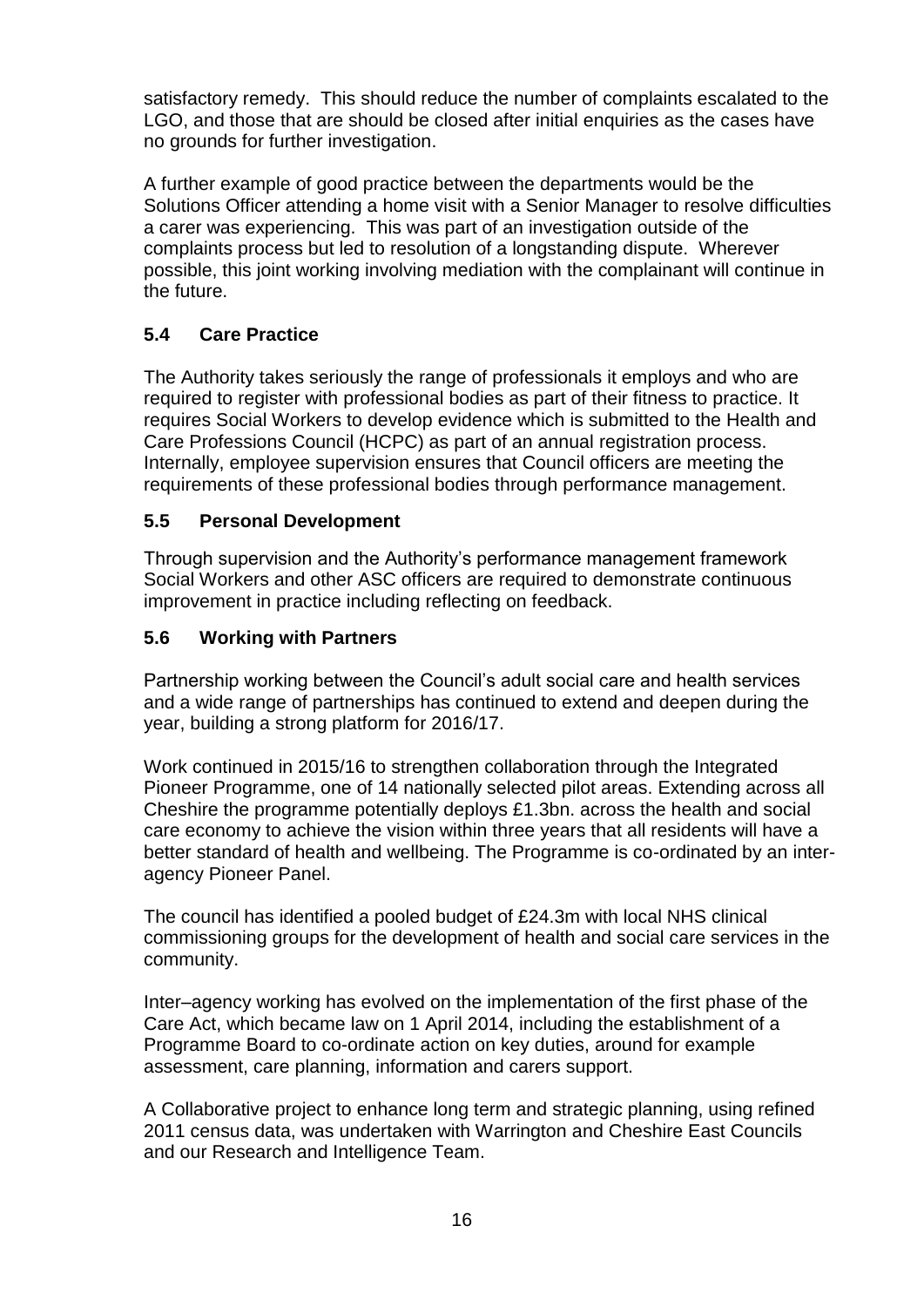satisfactory remedy. This should reduce the number of complaints escalated to the LGO, and those that are should be closed after initial enquiries as the cases have no grounds for further investigation.

A further example of good practice between the departments would be the Solutions Officer attending a home visit with a Senior Manager to resolve difficulties a carer was experiencing. This was part of an investigation outside of the complaints process but led to resolution of a longstanding dispute. Wherever possible, this joint working involving mediation with the complainant will continue in the future.

### 5.4 Care Practice

The Authority takes seriously the range of professionals it employs and who are required to register with professional bodies as part of their fitness to practice. It requires Social Workers to develop evidence which is submitted to the Health and Care Professions Council (HCPC) as part of an annual registration process. Internally, employee supervision ensures that Council officers are meeting the requirements of these professional bodies through performance management.

### 5.5 Personal Development

Through supervision and the Authority's performance management framework Social Workers and other ASC officers are required to demonstrate continuous improvement in practice including reflecting on feedback.

### 5.6 Working with Partners

Partnership working between the Council's adult social care and health services and a wide range of partnerships has continued to extend and deepen during the year, building a strong platform for 2016/17.

Work continued in 2015/16 to strengthen collaboration through the Integrated Pioneer Programme, one of 14 nationally selected pilot areas. Extending across all Cheshire the programme potentially deploys £1.3bn. across the health and social care economy to achieve the vision within three years that all residents will have a better standard of health and wellbeing. The Programme is co-ordinated by an inter-agency Pioneer Panel.

The council has identified a pooled budget of £24.3m with local NHS clinical commissioning groups for the development of health and social care services in the community.

Inter–agency working has evolved on the implementation of the first phase of the Care Act, which became law on 1 April 2014, including the establishment of a Programme Board to co-ordinate action on key duties, around for example assessment, care planning, information and carers support.

A Collaborative project to enhance long term and strategic planning, using refined 2011 census data, was undertaken with Warrington and Cheshire East Councils and our Research and Intelligence Team.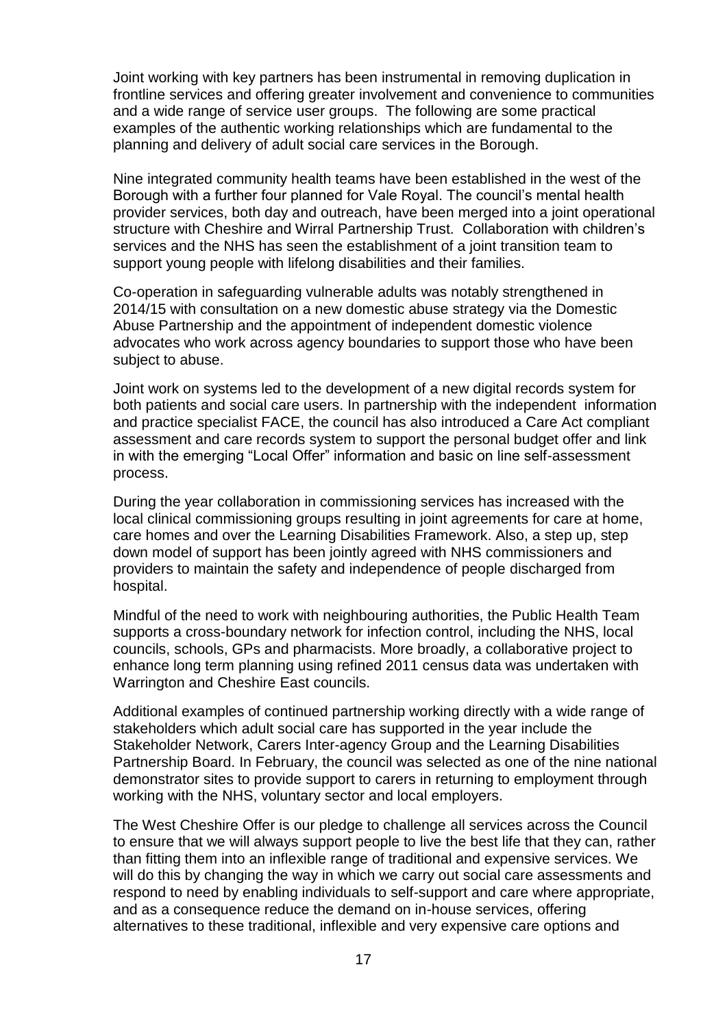Joint working with key partners has been instrumental in removing duplication in frontline services and offering greater involvement and convenience to communities and a wide range of service user groups. The following are some practical examples of the authentic working relationships which are fundamental to the planning and delivery of adult social care services in the Borough.

Nine integrated community health teams have been established in the west of the Borough with a further four planned for Vale Royal. The council's mental health provider services, both day and outreach, have been merged into a joint operational structure with Cheshire and Wirral Partnership Trust. Collaboration with children's services and the NHS has seen the establishment of a joint transition team to support young people with lifelong disabilities and their families.

Co-operation in safeguarding vulnerable adults was notably strengthened in 2014/15 with consultation on a new domestic abuse strategy via the Domestic Abuse Partnership and the appointment of independent domestic violence advocates who work across agency boundaries to support those who have been subject to abuse.

Joint work on systems led to the development of a new digital records system for both patients and social care users. In partnership with the independent information and practice specialist FACE, the council has also introduced a Care Act compliant assessment and care records system to support the personal budget offer and link in with the emerging "Local Offer" information and basic on line self-assessment process.

During the year collaboration in commissioning services has increased with the local clinical commissioning groups resulting in joint agreements for care at home, care homes and over the Learning Disabilities Framework. Also, a step up, step down model of support has been jointly agreed with NHS commissioners and providers to maintain the safety and independence of people discharged from hospital.

Mindful of the need to work with neighbouring authorities, the Public Health Team supports a cross-boundary network for infection control, including the NHS, local councils, schools, GPs and pharmacists. More broadly, a collaborative project to enhance long term planning using refined 2011 census data was undertaken with Warrington and Cheshire East councils.

Additional examples of continued partnership working directly with a wide range of stakeholders which adult social care has supported in the year include the Stakeholder Network, Carers Inter-agency Group and the Learning Disabilities Partnership Board. In February, the council was selected as one of the nine national demonstrator sites to provide support to carers in returning to employment through working with the NHS, voluntary sector and local employers.

The West Cheshire Offer is our pledge to challenge all services across the Council to ensure that we will always support people to live the best life that they can, rather than fitting them into an inflexible range of traditional and expensive services. We will do this by changing the way in which we carry out social care assessments and respond to need by enabling individuals to self-support and care where appropriate, and as a consequence reduce the demand on in-house services, offering alternatives to these traditional, inflexible and very expensive care options and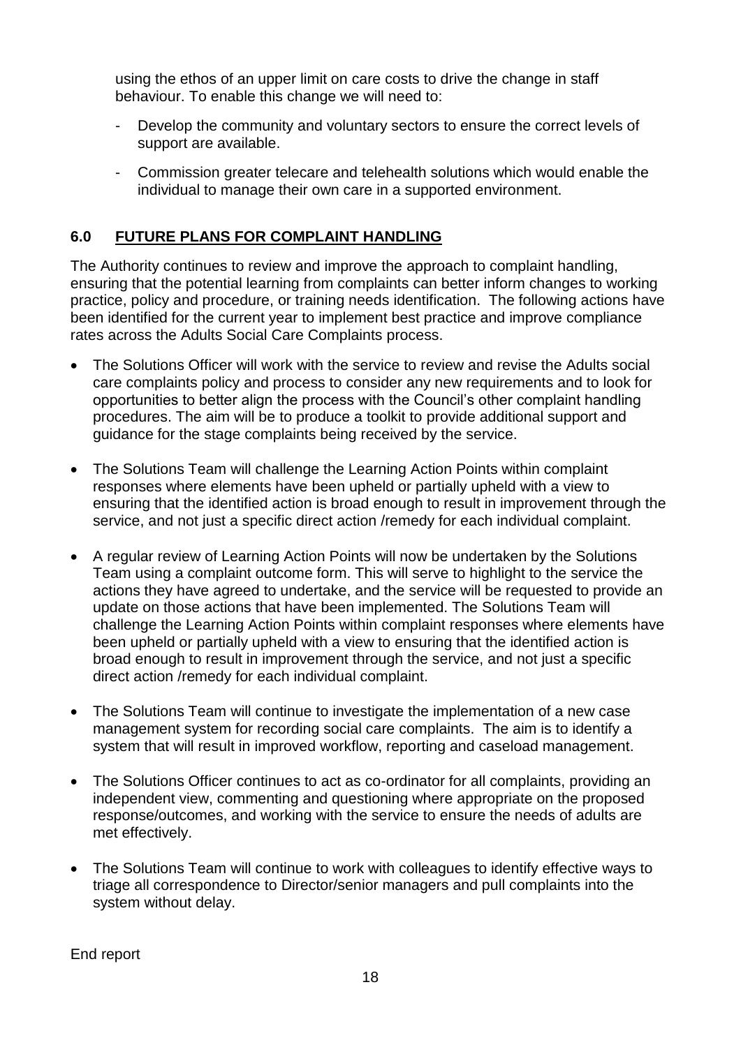using the ethos of an upper limit on care costs to drive the change in staff behaviour. To enable this change we will need to:

- Develop the community and voluntary sectors to ensure the correct levels of support are available.
- Commission greater telecare and telehealth solutions which would enable the individual to manage their own care in a supported environment.

## 6.0 FUTURE PLANS FOR COMPLAINT HANDLING

The Authority continues to review and improve the approach to complaint handling, ensuring that the potential learning from complaints can better inform changes to working practice, policy and procedure, or training needs identification. The following actions have been identified for the current year to implement best practice and improve compliance rates across the Adults Social Care Complaints process.

- The Solutions Officer will work with the service to review and revise the Adults social care complaints policy and process to consider any new requirements and to look for opportunities to better align the process with the Council's other complaint handling procedures. The aim will be to produce a toolkit to provide additional support and guidance for the stage complaints being received by the service.
- The Solutions Team will challenge the Learning Action Points within complaint responses where elements have been upheld or partially upheld with a view to ensuring that the identified action is broad enough to result in improvement through the service, and not just a specific direct action /remedy for each individual complaint.
- A regular review of Learning Action Points will now be undertaken by the Solutions Team using a complaint outcome form. This will serve to highlight to the service the actions they have agreed to undertake, and the service will be requested to provide an update on those actions that have been implemented. The Solutions Team will challenge the Learning Action Points within complaint responses where elements have been upheld or partially upheld with a view to ensuring that the identified action is broad enough to result in improvement through the service, and not just a specific direct action /remedy for each individual complaint.
- The Solutions Team will continue to investigate the implementation of a new case management system for recording social care complaints. The aim is to identify a system that will result in improved workflow, reporting and caseload management.
- The Solutions Officer continues to act as co-ordinator for all complaints, providing an independent view, commenting and questioning where appropriate on the proposed response/outcomes, and working with the service to ensure the needs of adults are met effectively.
- The Solutions Team will continue to work with colleagues to identify effective ways to triage all correspondence to Director/senior managers and pull complaints into the system without delay.

End report